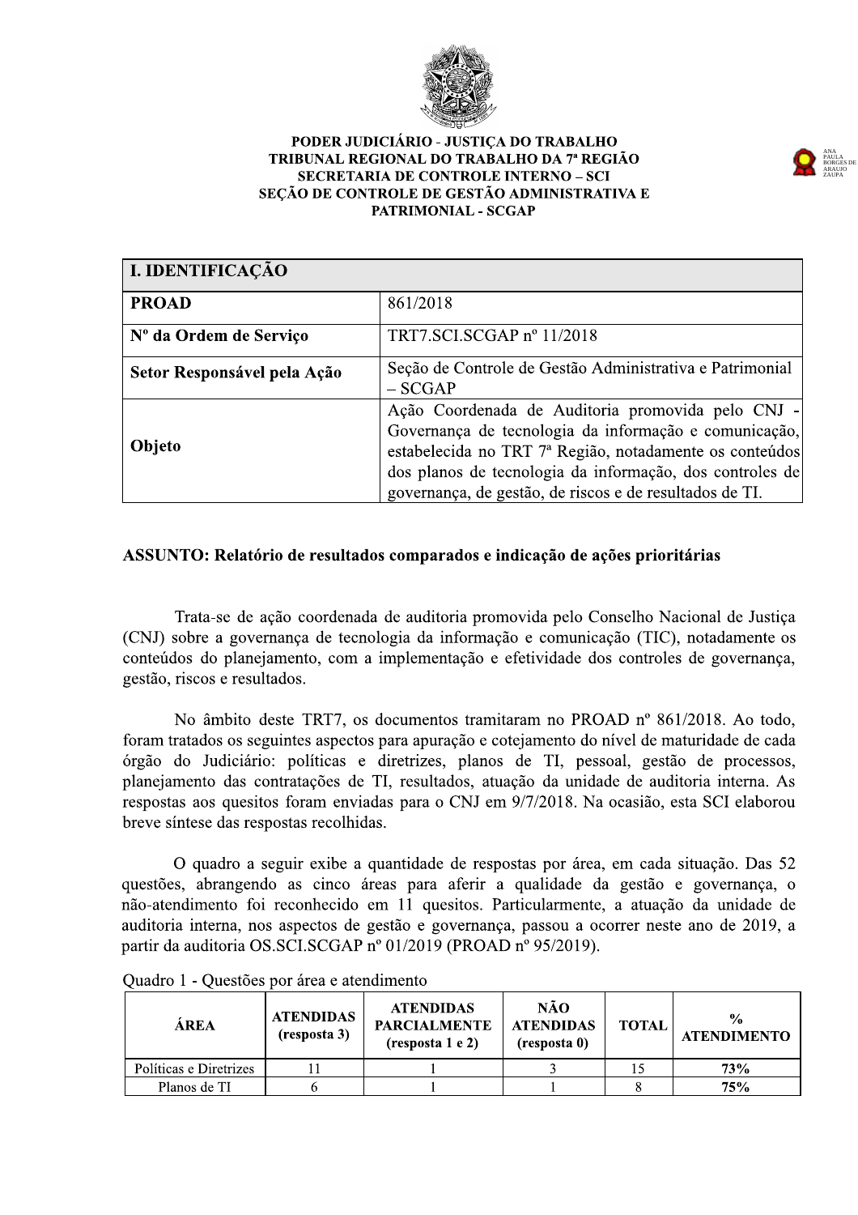PODER JUDICIÁRIO - JUSTIÇA DO TRABALHO
TRIBUNAL REGIONAL DO TRABALHO DA 7ª REGIÃO
SECRETARIA DE CONTROLE INTERNO – SCI
SEÇÃO DE CONTROLE DE GESTÃO ADMINISTRATIVA E PATRIMONIAL - SCGAP

ANA PAULA BORGES DE ARAUJO ZAUPA

| I. IDENTIFICAÇÃO | |
|---|---|
| **PROAD** | 861/2018 |
| **Nº da Ordem de Serviço** | TRT7.SCI.SCGAP nº 11/2018 |
| **Setor Responsável pela Ação** | Seção de Controle de Gestão Administrativa e Patrimonial – SCGAP |
| **Objeto** | Ação Coordenada de Auditoria promovida pelo CNJ - Governança de tecnologia da informação e comunicação, estabelecida no TRT 7ª Região, notadamente os conteúdos dos planos de tecnologia da informação, dos controles de governança, de gestão, de riscos e de resultados de TI. |

**ASSUNTO: Relatório de resultados comparados e indicação de ações prioritárias**

Trata-se de ação coordenada de auditoria promovida pelo Conselho Nacional de Justiça (CNJ) sobre a governança de tecnologia da informação e comunicação (TIC), notadamente os conteúdos do planejamento, com a implementação e efetividade dos controles de governança, gestão, riscos e resultados.

No âmbito deste TRT7, os documentos tramitaram no PROAD nº 861/2018. Ao todo, foram tratados os seguintes aspectos para apuração e cotejamento do nível de maturidade de cada órgão do Judiciário: políticas e diretrizes, planos de TI, pessoal, gestão de processos, planejamento das contratações de TI, resultados, atuação da unidade de auditoria interna. As respostas aos quesitos foram enviadas para o CNJ em 9/7/2018. Na ocasião, esta SCI elaborou breve síntese das respostas recolhidas.

O quadro a seguir exibe a quantidade de respostas por área, em cada situação. Das 52 questões, abrangendo as cinco áreas para aferir a qualidade da gestão e governança, o não-atendimento foi reconhecido em 11 quesitos. Particularmente, a atuação da unidade de auditoria interna, nos aspectos de gestão e governança, passou a ocorrer neste ano de 2019, a partir da auditoria OS.SCI.SCGAP nº 01/2019 (PROAD nº 95/2019).

Quadro 1 - Questões por área e atendimento

| ÁREA | ATENDIDAS (resposta 3) | ATENDIDAS PARCIALMENTE (resposta 1 e 2) | NÃO ATENDIDAS (resposta 0) | TOTAL | % ATENDIMENTO |
|---|---|---|---|---|---|
| Políticas e Diretrizes | 11 | 1 | 3 | 15 | **73%** |
| Planos de TI | 6 | 1 | 1 | 8 | **75%** |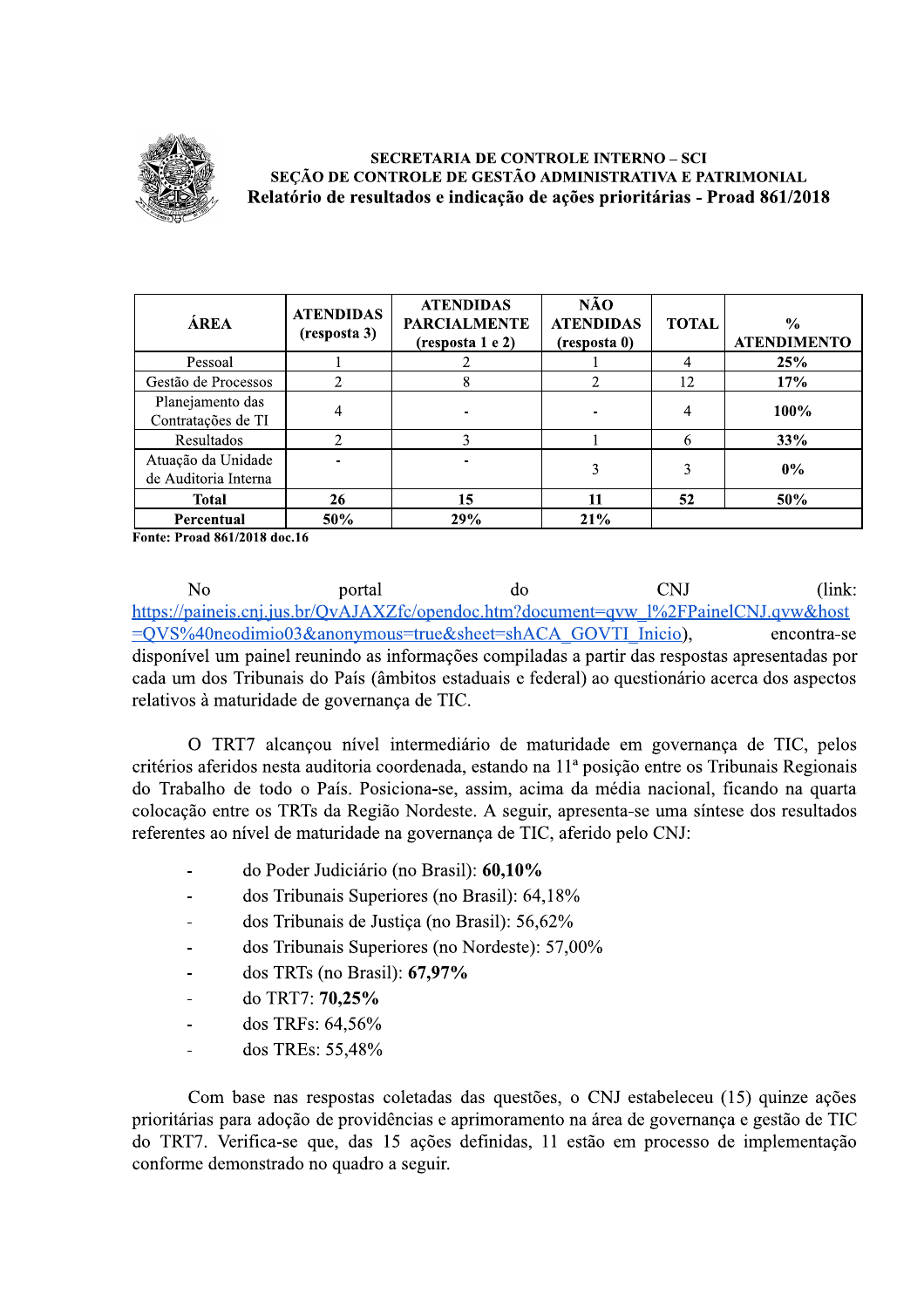SECRETARIA DE CONTROLE INTERNO – SCI
SEÇÃO DE CONTROLE DE GESTÃO ADMINISTRATIVA E PATRIMONIAL
**Relatório de resultados e indicação de ações prioritárias - Proad 861/2018**

| ÁREA | ATENDIDAS (resposta 3) | ATENDIDAS PARCIALMENTE (resposta 1 e 2) | NÃO ATENDIDAS (resposta 0) | TOTAL | % ATENDIMENTO |
|---|---|---|---|---|---|
| Pessoal | 1 | 2 | 1 | 4 | **25%** |
| Gestão de Processos | 2 | 8 | 2 | 12 | **17%** |
| Planejamento das Contratações de TI | 4 | - | - | 4 | **100%** |
| Resultados | 2 | 3 | 1 | 6 | **33%** |
| Atuação da Unidade de Auditoria Interna | - | - | 3 | 3 | **0%** |
| **Total** | **26** | **15** | **11** | **52** | **50%** |
| **Percentual** | **50%** | **29%** | **21%** | | |

**Fonte: Proad 861/2018 doc.16**

No portal do CNJ (link: https://paineis.cnj.jus.br/QvAJAXZfc/opendoc.htm?document=qvw_l%2FPainelCNJ.qvw&host=QVS%40neodimio03&anonymous=true&sheet=shACA_GOVTI_Inicio), encontra-se disponível um painel reunindo as informações compiladas a partir das respostas apresentadas por cada um dos Tribunais do País (âmbitos estaduais e federal) ao questionário acerca dos aspectos relativos à maturidade de governança de TIC.

O TRT7 alcançou nível intermediário de maturidade em governança de TIC, pelos critérios aferidos nesta auditoria coordenada, estando na 11ª posição entre os Tribunais Regionais do Trabalho de todo o País. Posiciona-se, assim, acima da média nacional, ficando na quarta colocação entre os TRTs da Região Nordeste. A seguir, apresenta-se uma síntese dos resultados referentes ao nível de maturidade na governança de TIC, aferido pelo CNJ:

- do Poder Judiciário (no Brasil): **60,10%**
- dos Tribunais Superiores (no Brasil): 64,18%
- dos Tribunais de Justiça (no Brasil): 56,62%
- dos Tribunais Superiores (no Nordeste): 57,00%
- dos TRTs (no Brasil): **67,97%**
- do TRT7: **70,25%**
- dos TRFs: 64,56%
- dos TREs: 55,48%

Com base nas respostas coletadas das questões, o CNJ estabeleceu (15) quinze ações prioritárias para adoção de providências e aprimoramento na área de governança e gestão de TIC do TRT7. Verifica-se que, das 15 ações definidas, 11 estão em processo de implementação conforme demonstrado no quadro a seguir.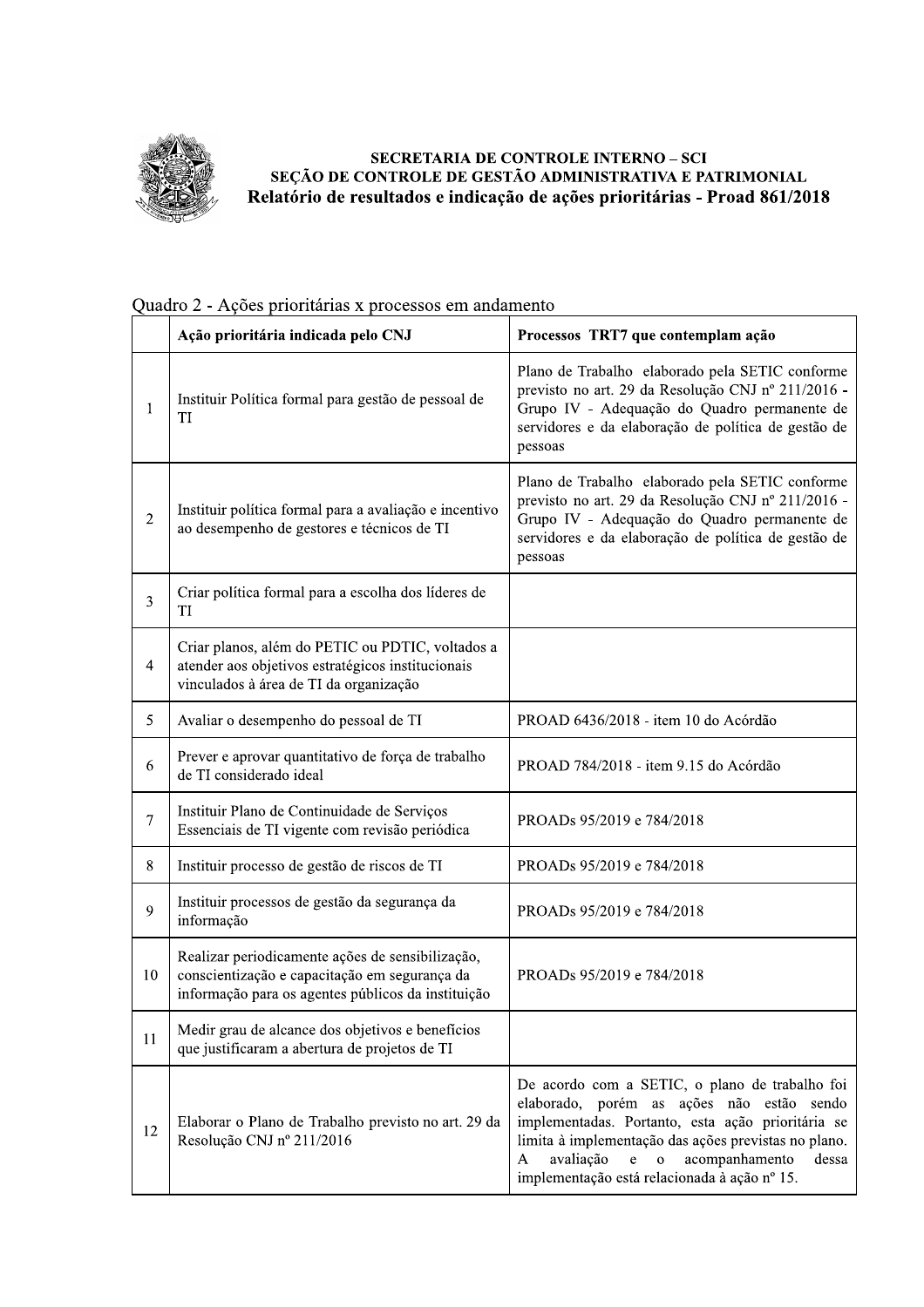Quadro 2 - Ações prioritárias x processos em andamento

| | Ação prioritária indicada pelo CNJ | Processos TRT7 que contemplam ação |
|---|---|---|
| 1 | Instituir Política formal para gestão de pessoal de TI | Plano de Trabalho elaborado pela SETIC conforme previsto no art. 29 da Resolução CNJ nº 211/2016 - Grupo IV - Adequação do Quadro permanente de servidores e da elaboração de política de gestão de pessoas |
| 2 | Instituir política formal para a avaliação e incentivo ao desempenho de gestores e técnicos de TI | Plano de Trabalho elaborado pela SETIC conforme previsto no art. 29 da Resolução CNJ nº 211/2016 - Grupo IV - Adequação do Quadro permanente de servidores e da elaboração de política de gestão de pessoas |
| 3 | Criar política formal para a escolha dos líderes de TI | |
| 4 | Criar planos, além do PETIC ou PDTIC, voltados a atender aos objetivos estratégicos institucionais vinculados à área de TI da organização | |
| 5 | Avaliar o desempenho do pessoal de TI | PROAD 6436/2018 - item 10 do Acórdão |
| 6 | Prever e aprovar quantitativo de força de trabalho de TI considerado ideal | PROAD 784/2018 - item 9.15 do Acórdão |
| 7 | Instituir Plano de Continuidade de Serviços Essenciais de TI vigente com revisão periódica | PROADs 95/2019 e 784/2018 |
| 8 | Instituir processo de gestão de riscos de TI | PROADs 95/2019 e 784/2018 |
| 9 | Instituir processos de gestão da segurança da informação | PROADs 95/2019 e 784/2018 |
| 10 | Realizar periodicamente ações de sensibilização, conscientização e capacitação em segurança da informação para os agentes públicos da instituição | PROADs 95/2019 e 784/2018 |
| 11 | Medir grau de alcance dos objetivos e benefícios que justificaram a abertura de projetos de TI | |
| 12 | Elaborar o Plano de Trabalho previsto no art. 29 da Resolução CNJ nº 211/2016 | De acordo com a SETIC, o plano de trabalho foi elaborado, porém as ações não estão sendo implementadas. Portanto, esta ação prioritária se limita à implementação das ações previstas no plano. A avaliação e o acompanhamento dessa implementação está relacionada à ação nº 15. |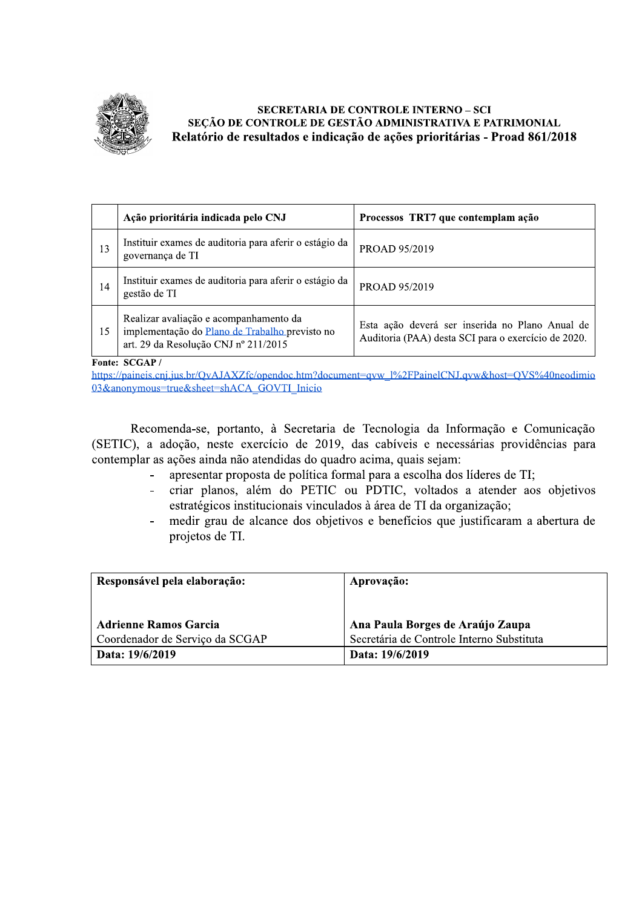**SECRETARIA DE CONTROLE INTERNO – SCI**
**SEÇÃO DE CONTROLE DE GESTÃO ADMINISTRATIVA E PATRIMONIAL**
**Relatório de resultados e indicação de ações prioritárias - Proad 861/2018**

| | Ação prioritária indicada pelo CNJ | Processos TRT7 que contemplam ação |
|---|---|---|
| 13 | Instituir exames de auditoria para aferir o estágio da governança de TI | PROAD 95/2019 |
| 14 | Instituir exames de auditoria para aferir o estágio da gestão de TI | PROAD 95/2019 |
| 15 | Realizar avaliação e acompanhamento da implementação do Plano de Trabalho previsto no art. 29 da Resolução CNJ nº 211/2015 | Esta ação deverá ser inserida no Plano Anual de Auditoria (PAA) desta SCI para o exercício de 2020. |

**Fonte: SCGAP /** https://paineis.cnj.jus.br/QvAJAXZfc/opendoc.htm?document=qvw_l%2FPainelCNJ.qvw&host=QVS%40neodimio03&anonymous=true&sheet=shACA_GOVTI_Inicio

Recomenda-se, portanto, à Secretaria de Tecnologia da Informação e Comunicação (SETIC), a adoção, neste exercício de 2019, das cabíveis e necessárias providências para contemplar as ações ainda não atendidas do quadro acima, quais sejam:

- apresentar proposta de política formal para a escolha dos líderes de TI;
- criar planos, além do PETIC ou PDTIC, voltados a atender aos objetivos estratégicos institucionais vinculados à área de TI da organização;
- medir grau de alcance dos objetivos e benefícios que justificaram a abertura de projetos de TI.

| Responsável pela elaboração: | Aprovação: |
|---|---|
| **Adrienne Ramos Garcia**<br>Coordenador de Serviço da SCGAP | **Ana Paula Borges de Araújo Zaupa**<br>Secretária de Controle Interno Substituta |
| **Data: 19/6/2019** | **Data: 19/6/2019** |